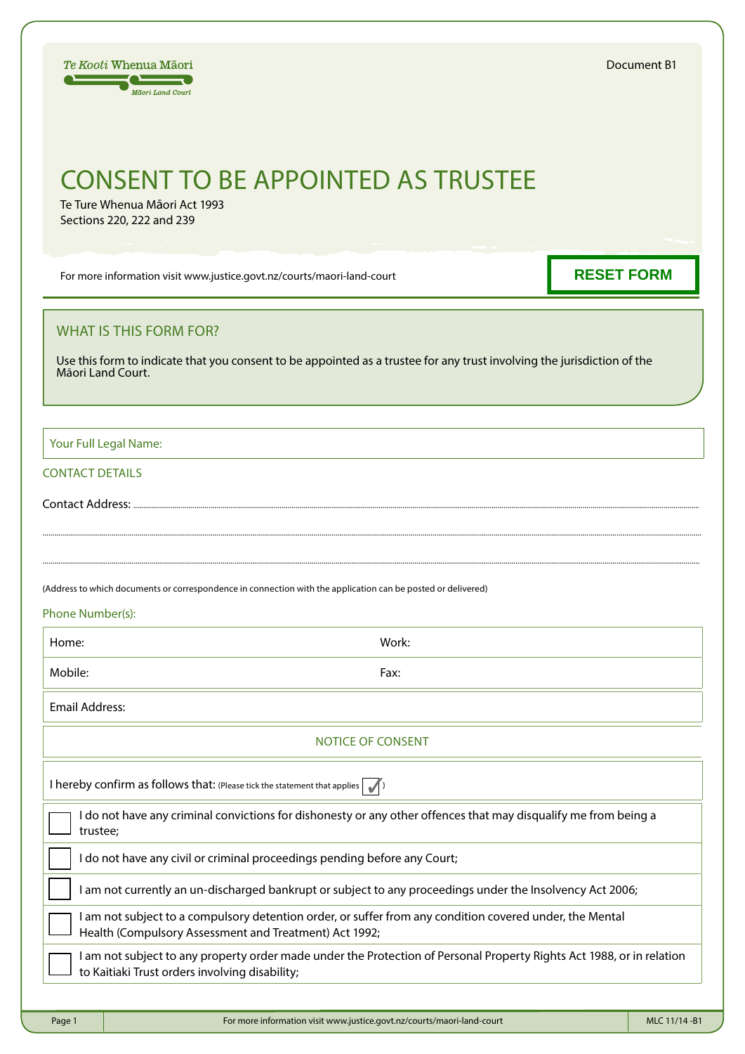Te Kooti Whenua Māori
Māori Land Court

Document B1

# CONSENT TO BE APPOINTED AS TRUSTEE

Te Ture Whenua Māori Act 1993
Sections 220, 222 and 239

For more information visit www.justice.govt.nz/courts/maori-land-court

RESET FORM

## WHAT IS THIS FORM FOR?

Use this form to indicate that you consent to be appointed as a trustee for any trust involving the jurisdiction of the Māori Land Court.

Your Full Legal Name:

## CONTACT DETAILS

Contact Address: ..........................................................................................................

..........................................................................................................

..........................................................................................................

(Address to which documents or correspondence in connection with the application can be posted or delivered)

Phone Number(s):

| Home: | Work: |
|---|---|
| Mobile: | Fax: |

Email Address:

## NOTICE OF CONSENT

I hereby confirm as follows that: (Please tick the statement that applies ✓)

- ☐ I do not have any criminal convictions for dishonesty or any other offences that may disqualify me from being a trustee;
- ☐ I do not have any civil or criminal proceedings pending before any Court;
- ☐ I am not currently an un-discharged bankrupt or subject to any proceedings under the Insolvency Act 2006;
- ☐ I am not subject to a compulsory detention order, or suffer from any condition covered under, the Mental Health (Compulsory Assessment and Treatment) Act 1992;
- ☐ I am not subject to any property order made under the Protection of Personal Property Rights Act 1988, or in relation to Kaitiaki Trust orders involving disability;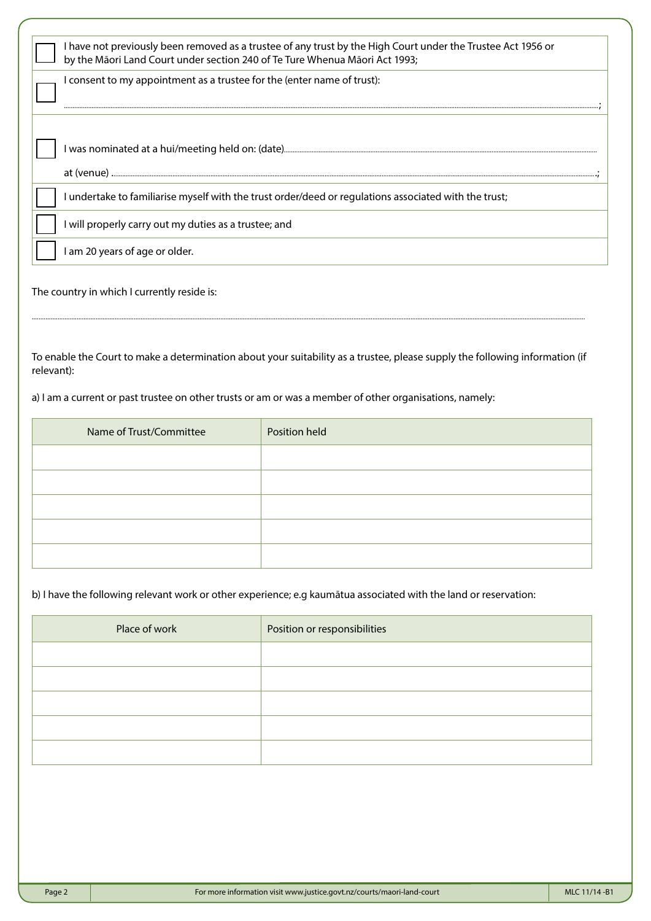| | |
|---|---|
| ☐ | I have not previously been removed as a trustee of any trust by the High Court under the Trustee Act 1956 or by the Māori Land Court under section 240 of Te Ture Whenua Māori Act 1993; |
| ☐ | I consent to my appointment as a trustee for the (enter name of trust): ..........................................................; |
| ☐ | I was nominated at a hui/meeting held on: (date).......................................................... at (venue) ..........................................................; |
| ☐ | I undertake to familiarise myself with the trust order/deed or regulations associated with the trust; |
| ☐ | I will properly carry out my duties as a trustee; and |
| ☐ | I am 20 years of age or older. |

The country in which I currently reside is:

..........................................................................................................................................................

To enable the Court to make a determination about your suitability as a trustee, please supply the following information (if relevant):

a) I am a current or past trustee on other trusts or am or was a member of other organisations, namely:

| Name of Trust/Committee | Position held |
|---|---|
| | |
| | |
| | |
| | |
| | |

b) I have the following relevant work or other experience; e.g kaumātua associated with the land or reservation:

| Place of work | Position or responsibilities |
|---|---|
| | |
| | |
| | |
| | |
| | |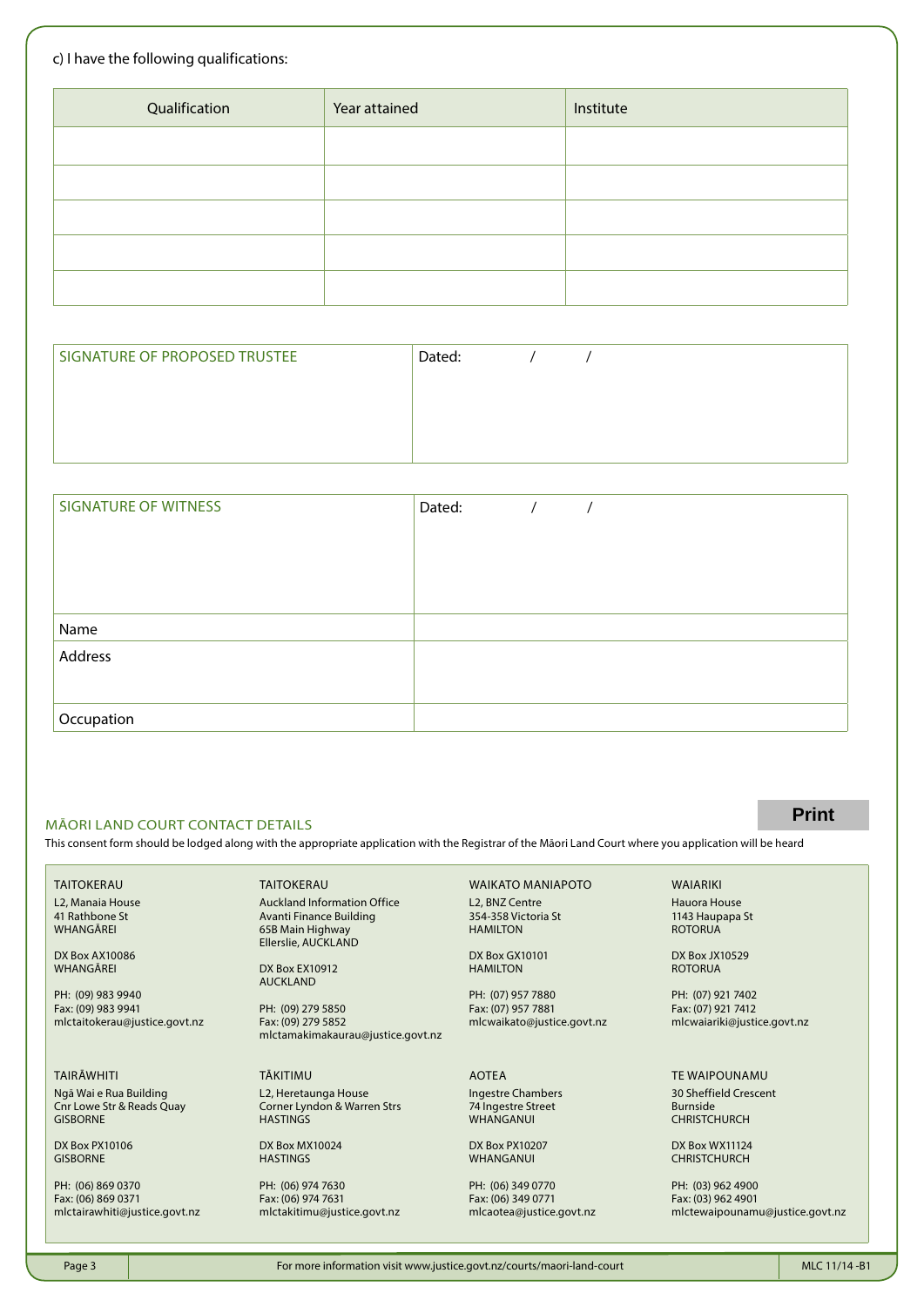c) I have the following qualifications:

| Qualification | Year attained | Institute |
|---|---|---|
| | | |
| | | |
| | | |
| | | |
| | | |

| SIGNATURE OF PROPOSED TRUSTEE | Dated: / / |
|---|---|

| SIGNATURE OF WITNESS | Dated: / / |
|---|---|
| Name | |
| Address | |
| Occupation | |

Print

## MĀORI LAND COURT CONTACT DETAILS

This consent form should be lodged along with the appropriate application with the Registrar of the Māori Land Court where you application will be heard

**TAITOKERAU**
L2, Manaia House
41 Rathbone St
WHANGĀREI

DX Box AX10086
WHANGĀREI

PH: (09) 983 9940
Fax: (09) 983 9941
mlctaitokerau@justice.govt.nz

**TAITOKERAU**
Auckland Information Office
Avanti Finance Building
65B Main Highway
Ellerslie, AUCKLAND

DX Box EX10912
AUCKLAND

PH: (09) 279 5850
Fax: (09) 279 5852
mlctamakimakaurau@justice.govt.nz

**WAIKATO MANIAPOTO**
L2, BNZ Centre
354-358 Victoria St
HAMILTON

DX Box GX10101
HAMILTON

PH: (07) 957 7880
Fax: (07) 957 7881
mlcwaikato@justice.govt.nz

**WAIARIKI**
Hauora House
1143 Haupapa St
ROTORUA

DX Box JX10529
ROTORUA

PH: (07) 921 7402
Fax: (07) 921 7412
mlcwaiariki@justice.govt.nz

**TAIRĀWHITI**
Ngā Wai e Rua Building
Cnr Lowe Str & Reads Quay
GISBORNE

DX Box PX10106
GISBORNE

PH: (06) 869 0370
Fax: (06) 869 0371
mlctairawhiti@justice.govt.nz

**TĀKITIMU**
L2, Heretaunga House
Corner Lyndon & Warren Strs
HASTINGS

DX Box MX10024
HASTINGS

PH: (06) 974 7630
Fax: (06) 974 7631
mlctakitimu@justice.govt.nz

**AOTEA**
Ingestre Chambers
74 Ingestre Street
WHANGANUI

DX Box PX10207
WHANGANUI

PH: (06) 349 0770
Fax: (06) 349 0771
mlcaotea@justice.govt.nz

**TE WAIPOUNAMU**
30 Sheffield Crescent
Burnside
CHRISTCHURCH

DX Box WX11124
CHRISTCHURCH

PH: (03) 962 4900
Fax: (03) 962 4901
mlctewaipounamu@justice.govt.nz

For more information visit www.justice.govt.nz/courts/maori-land-court

MLC 11/14 -B1